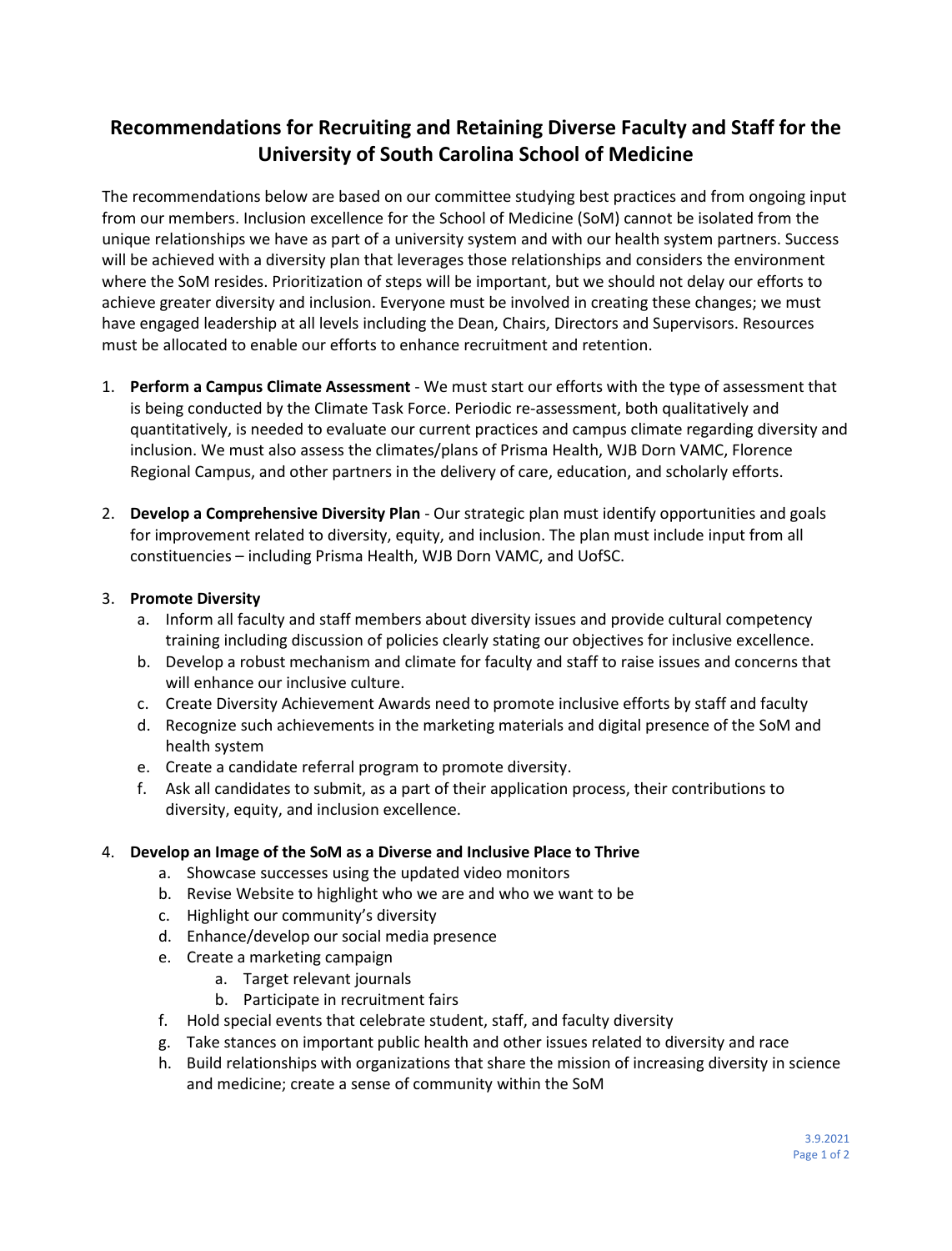# Recommendations for Recruiting and Retaining Diverse Faculty and Staff for the University of South Carolina School of Medicine

The recommendations below are based on our committee studying best practices and from ongoing input from our members. Inclusion excellence for the School of Medicine (SoM) cannot be isolated from the unique relationships we have as part of a university system and with our health system partners. Success will be achieved with a diversity plan that leverages those relationships and considers the environment where the SoM resides. Prioritization of steps will be important, but we should not delay our efforts to achieve greater diversity and inclusion. Everyone must be involved in creating these changes; we must have engaged leadership at all levels including the Dean, Chairs, Directors and Supervisors. Resources must be allocated to enable our efforts to enhance recruitment and retention.

1. **Perform a Campus Climate Assessment** - We must start our efforts with the type of assessment that is being conducted by the Climate Task Force. Periodic re-assessment, both qualitatively and quantitatively, is needed to evaluate our current practices and campus climate regarding diversity and inclusion. We must also assess the climates/plans of Prisma Health, WJB Dorn VAMC, Florence Regional Campus, and other partners in the delivery of care, education, and scholarly efforts.

2. **Develop a Comprehensive Diversity Plan** - Our strategic plan must identify opportunities and goals for improvement related to diversity, equity, and inclusion. The plan must include input from all constituencies – including Prisma Health, WJB Dorn VAMC, and UofSC.

3. **Promote Diversity**
   a. Inform all faculty and staff members about diversity issues and provide cultural competency training including discussion of policies clearly stating our objectives for inclusive excellence.
   b. Develop a robust mechanism and climate for faculty and staff to raise issues and concerns that will enhance our inclusive culture.
   c. Create Diversity Achievement Awards need to promote inclusive efforts by staff and faculty
   d. Recognize such achievements in the marketing materials and digital presence of the SoM and health system
   e. Create a candidate referral program to promote diversity.
   f. Ask all candidates to submit, as a part of their application process, their contributions to diversity, equity, and inclusion excellence.

4. **Develop an Image of the SoM as a Diverse and Inclusive Place to Thrive**
   a. Showcase successes using the updated video monitors
   b. Revise Website to highlight who we are and who we want to be
   c. Highlight our community's diversity
   d. Enhance/develop our social media presence
   e. Create a marketing campaign
      a. Target relevant journals
      b. Participate in recruitment fairs
   f. Hold special events that celebrate student, staff, and faculty diversity
   g. Take stances on important public health and other issues related to diversity and race
   h. Build relationships with organizations that share the mission of increasing diversity in science and medicine; create a sense of community within the SoM

3.9.2021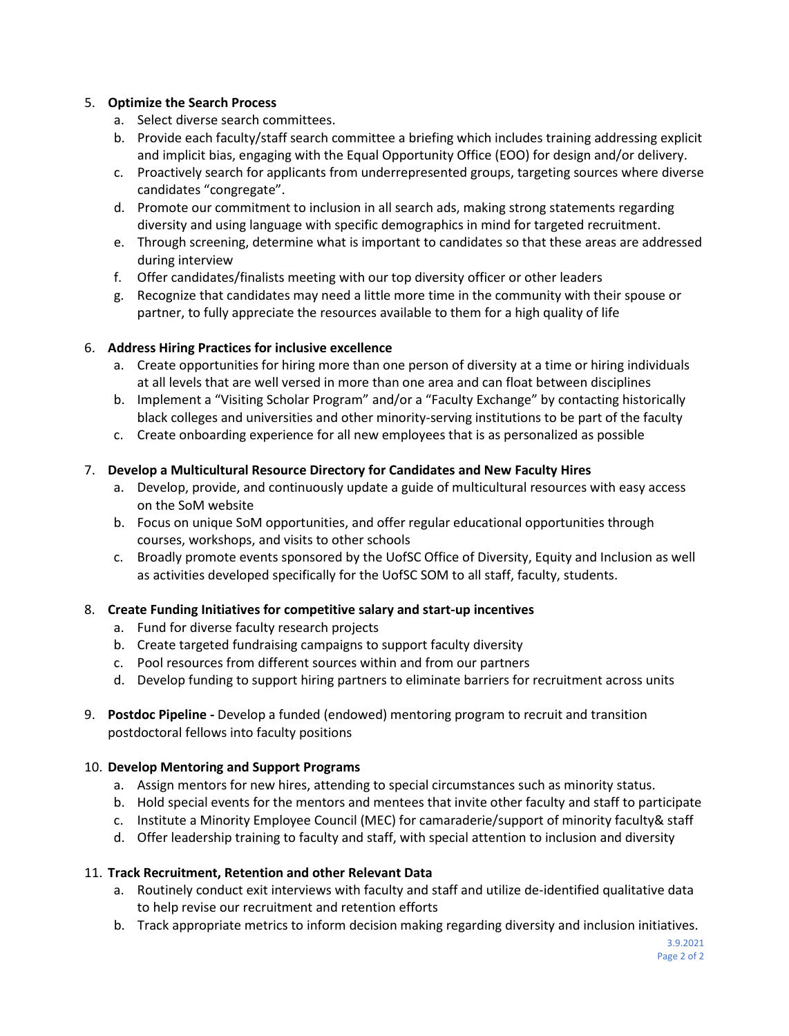5. **Optimize the Search Process**
    a. Select diverse search committees.
    b. Provide each faculty/staff search committee a briefing which includes training addressing explicit and implicit bias, engaging with the Equal Opportunity Office (EOO) for design and/or delivery.
    c. Proactively search for applicants from underrepresented groups, targeting sources where diverse candidates "congregate".
    d. Promote our commitment to inclusion in all search ads, making strong statements regarding diversity and using language with specific demographics in mind for targeted recruitment.
    e. Through screening, determine what is important to candidates so that these areas are addressed during interview
    f. Offer candidates/finalists meeting with our top diversity officer or other leaders
    g. Recognize that candidates may need a little more time in the community with their spouse or partner, to fully appreciate the resources available to them for a high quality of life

6. **Address Hiring Practices for inclusive excellence**
    a. Create opportunities for hiring more than one person of diversity at a time or hiring individuals at all levels that are well versed in more than one area and can float between disciplines
    b. Implement a "Visiting Scholar Program" and/or a "Faculty Exchange" by contacting historically black colleges and universities and other minority-serving institutions to be part of the faculty
    c. Create onboarding experience for all new employees that is as personalized as possible

7. **Develop a Multicultural Resource Directory for Candidates and New Faculty Hires**
    a. Develop, provide, and continuously update a guide of multicultural resources with easy access on the SoM website
    b. Focus on unique SoM opportunities, and offer regular educational opportunities through courses, workshops, and visits to other schools
    c. Broadly promote events sponsored by the UofSC Office of Diversity, Equity and Inclusion as well as activities developed specifically for the UofSC SOM to all staff, faculty, students.

8. **Create Funding Initiatives for competitive salary and start-up incentives**
    a. Fund for diverse faculty research projects
    b. Create targeted fundraising campaigns to support faculty diversity
    c. Pool resources from different sources within and from our partners
    d. Develop funding to support hiring partners to eliminate barriers for recruitment across units

9. **Postdoc Pipeline -** Develop a funded (endowed) mentoring program to recruit and transition postdoctoral fellows into faculty positions

10. **Develop Mentoring and Support Programs**
    a. Assign mentors for new hires, attending to special circumstances such as minority status.
    b. Hold special events for the mentors and mentees that invite other faculty and staff to participate
    c. Institute a Minority Employee Council (MEC) for camaraderie/support of minority faculty& staff
    d. Offer leadership training to faculty and staff, with special attention to inclusion and diversity

11. **Track Recruitment, Retention and other Relevant Data**
    a. Routinely conduct exit interviews with faculty and staff and utilize de-identified qualitative data to help revise our recruitment and retention efforts
    b. Track appropriate metrics to inform decision making regarding diversity and inclusion initiatives.

3.9.2021